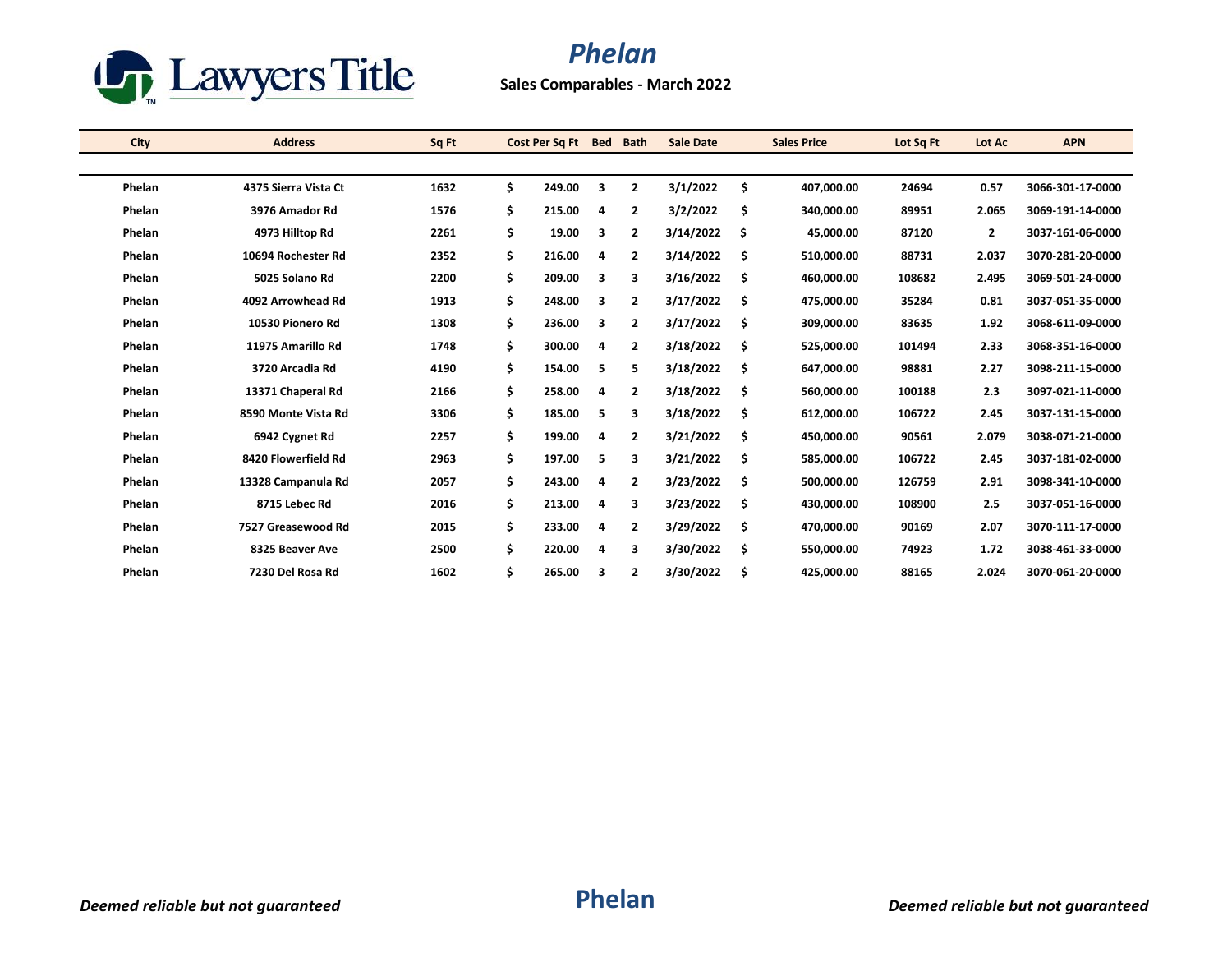# Phelan

**Sales Comparables - March 2022**

| City | Address | Sq Ft | Cost Per Sq Ft | Bed | Bath | Sale Date | Sales Price | Lot Sq Ft | Lot Ac | APN |
|---|---|---|---|---|---|---|---|---|---|---|
| Phelan | 4375 Sierra Vista Ct | 1632 | $ 249.00 | 3 | 2 | 3/1/2022 | $ 407,000.00 | 24694 | 0.57 | 3066-301-17-0000 |
| Phelan | 3976 Amador Rd | 1576 | $ 215.00 | 4 | 2 | 3/2/2022 | $ 340,000.00 | 89951 | 2.065 | 3069-191-14-0000 |
| Phelan | 4973 Hilltop Rd | 2261 | $ 19.00 | 3 | 2 | 3/14/2022 | $ 45,000.00 | 87120 | 2 | 3037-161-06-0000 |
| Phelan | 10694 Rochester Rd | 2352 | $ 216.00 | 4 | 2 | 3/14/2022 | $ 510,000.00 | 88731 | 2.037 | 3070-281-20-0000 |
| Phelan | 5025 Solano Rd | 2200 | $ 209.00 | 3 | 3 | 3/16/2022 | $ 460,000.00 | 108682 | 2.495 | 3069-501-24-0000 |
| Phelan | 4092 Arrowhead Rd | 1913 | $ 248.00 | 3 | 2 | 3/17/2022 | $ 475,000.00 | 35284 | 0.81 | 3037-051-35-0000 |
| Phelan | 10530 Pionero Rd | 1308 | $ 236.00 | 3 | 2 | 3/17/2022 | $ 309,000.00 | 83635 | 1.92 | 3068-611-09-0000 |
| Phelan | 11975 Amarillo Rd | 1748 | $ 300.00 | 4 | 2 | 3/18/2022 | $ 525,000.00 | 101494 | 2.33 | 3068-351-16-0000 |
| Phelan | 3720 Arcadia Rd | 4190 | $ 154.00 | 5 | 5 | 3/18/2022 | $ 647,000.00 | 98881 | 2.27 | 3098-211-15-0000 |
| Phelan | 13371 Chaperal Rd | 2166 | $ 258.00 | 4 | 2 | 3/18/2022 | $ 560,000.00 | 100188 | 2.3 | 3097-021-11-0000 |
| Phelan | 8590 Monte Vista Rd | 3306 | $ 185.00 | 5 | 3 | 3/18/2022 | $ 612,000.00 | 106722 | 2.45 | 3037-131-15-0000 |
| Phelan | 6942 Cygnet Rd | 2257 | $ 199.00 | 4 | 2 | 3/21/2022 | $ 450,000.00 | 90561 | 2.079 | 3038-071-21-0000 |
| Phelan | 8420 Flowerfield Rd | 2963 | $ 197.00 | 5 | 3 | 3/21/2022 | $ 585,000.00 | 106722 | 2.45 | 3037-181-02-0000 |
| Phelan | 13328 Campanula Rd | 2057 | $ 243.00 | 4 | 2 | 3/23/2022 | $ 500,000.00 | 126759 | 2.91 | 3098-341-10-0000 |
| Phelan | 8715 Lebec Rd | 2016 | $ 213.00 | 4 | 3 | 3/23/2022 | $ 430,000.00 | 108900 | 2.5 | 3037-051-16-0000 |
| Phelan | 7527 Greasewood Rd | 2015 | $ 233.00 | 4 | 2 | 3/29/2022 | $ 470,000.00 | 90169 | 2.07 | 3070-111-17-0000 |
| Phelan | 8325 Beaver Ave | 2500 | $ 220.00 | 4 | 3 | 3/30/2022 | $ 550,000.00 | 74923 | 1.72 | 3038-461-33-0000 |
| Phelan | 7230 Del Rosa Rd | 1602 | $ 265.00 | 3 | 2 | 3/30/2022 | $ 425,000.00 | 88165 | 2.024 | 3070-061-20-0000 |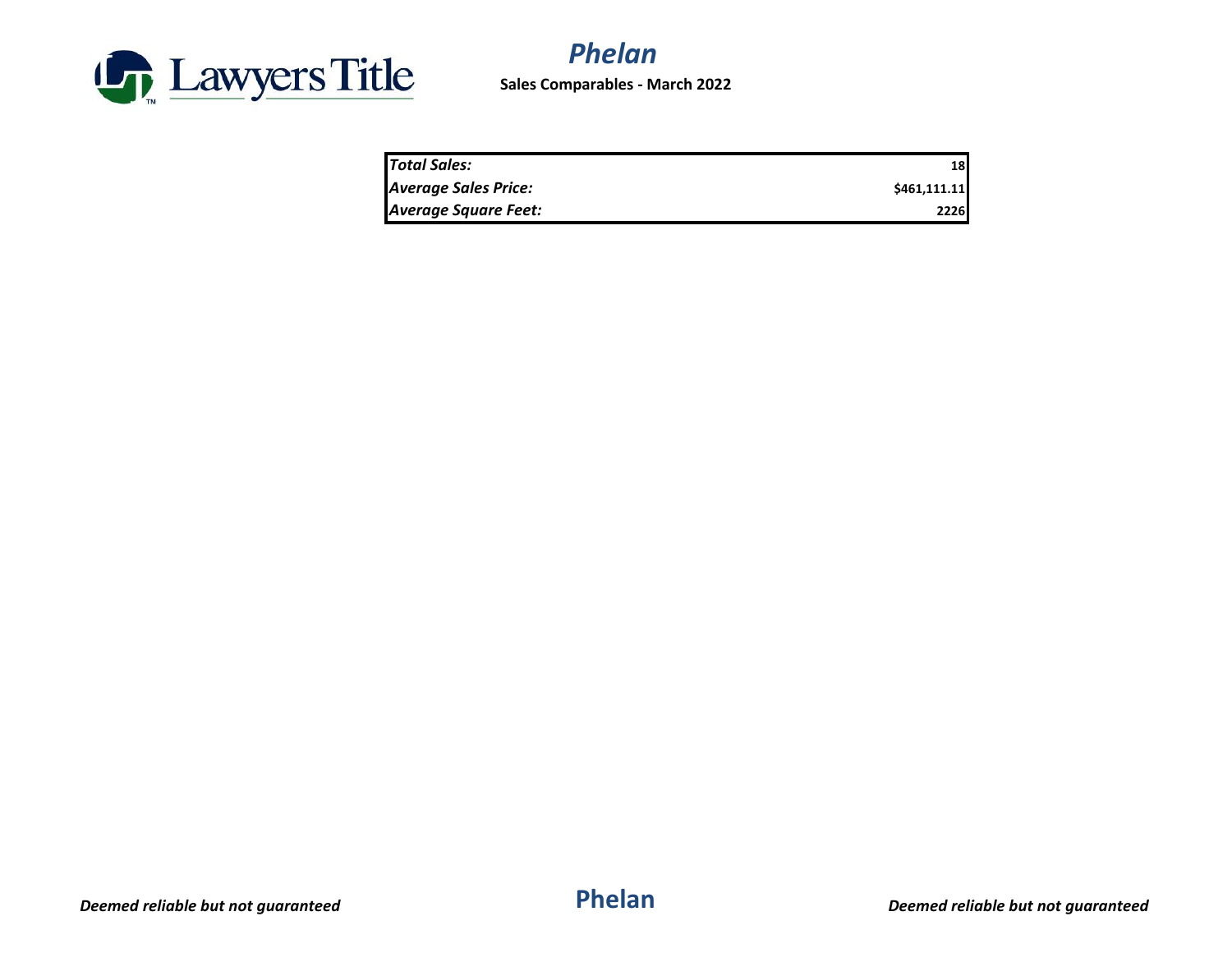# *Phelan*

**Sales Comparables - March 2022**

| | |
|---|---|
| ***Total Sales:*** | **18** |
| ***Average Sales Price:*** | **$461,111.11** |
| ***Average Square Feet:*** | **2226** |